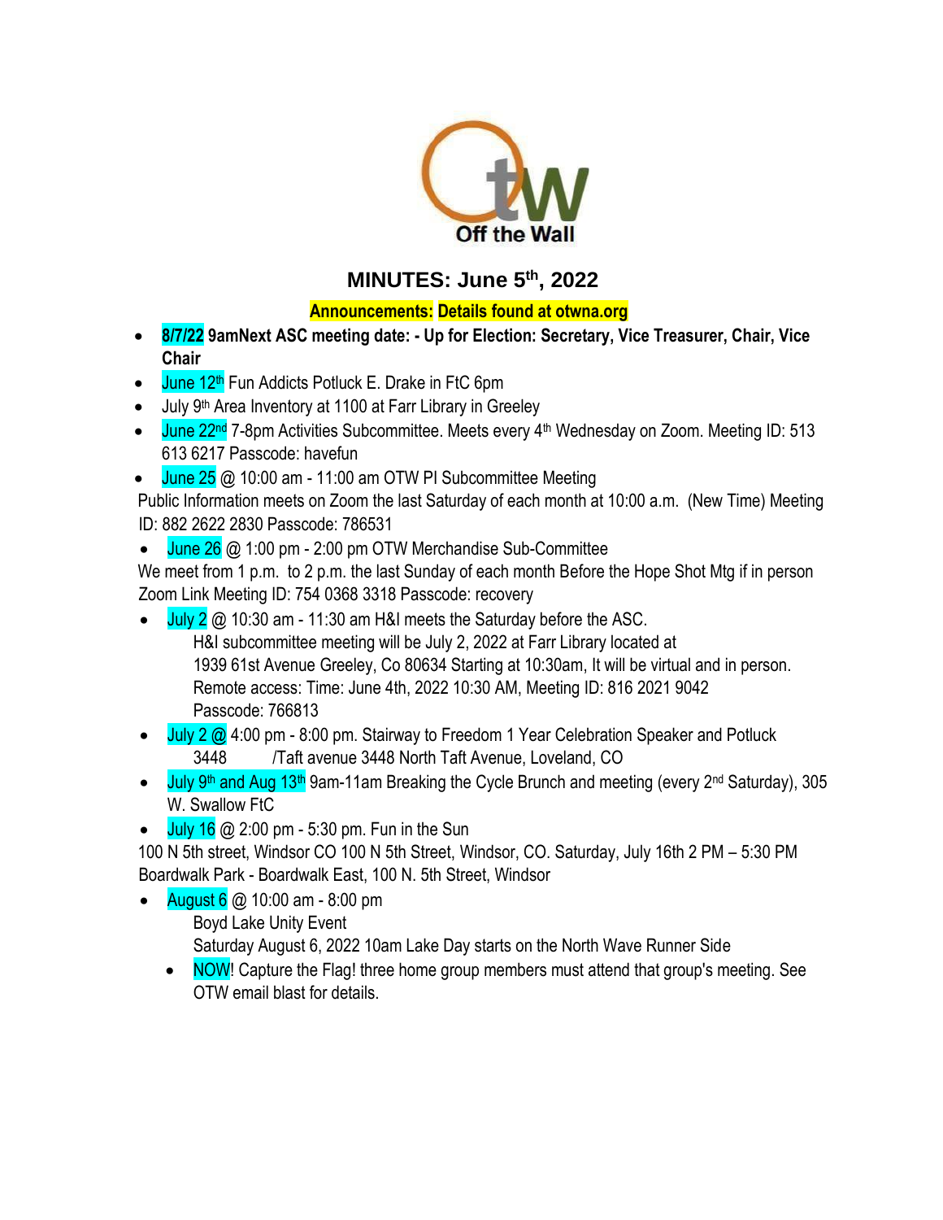Off the Wall

## MINUTES: June 5th, 2022

**Announcements: Details found at otwna.org**

- **8/7/22 9amNext ASC meeting date: - Up for Election: Secretary, Vice Treasurer, Chair, Vice Chair**
- June 12th Fun Addicts Potluck E. Drake in FtC 6pm
- July 9th Area Inventory at 1100 at Farr Library in Greeley
- June 22nd 7-8pm Activities Subcommittee. Meets every 4th Wednesday on Zoom. Meeting ID: 513 613 6217 Passcode: havefun
- June 25 @ 10:00 am - 11:00 am OTW PI Subcommittee Meeting

Public Information meets on Zoom the last Saturday of each month at 10:00 a.m. (New Time) Meeting ID: 882 2622 2830 Passcode: 786531

- June 26 @ 1:00 pm - 2:00 pm OTW Merchandise Sub-Committee

We meet from 1 p.m. to 2 p.m. the last Sunday of each month Before the Hope Shot Mtg if in person Zoom Link Meeting ID: 754 0368 3318 Passcode: recovery

- July 2 @ 10:30 am - 11:30 am H&I meets the Saturday before the ASC.
  H&I subcommittee meeting will be July 2, 2022 at Farr Library located at
  1939 61st Avenue Greeley, Co 80634 Starting at 10:30am, It will be virtual and in person.
  Remote access: Time: June 4th, 2022 10:30 AM, Meeting ID: 816 2021 9042
  Passcode: 766813
- July 2 @ 4:00 pm - 8:00 pm. Stairway to Freedom 1 Year Celebration Speaker and Potluck
  3448 /Taft avenue 3448 North Taft Avenue, Loveland, CO
- July 9th and Aug 13th 9am-11am Breaking the Cycle Brunch and meeting (every 2nd Saturday), 305 W. Swallow FtC
- July 16 @ 2:00 pm - 5:30 pm. Fun in the Sun

100 N 5th street, Windsor CO 100 N 5th Street, Windsor, CO. Saturday, July 16th 2 PM – 5:30 PM Boardwalk Park - Boardwalk East, 100 N. 5th Street, Windsor

- August 6 @ 10:00 am - 8:00 pm
  Boyd Lake Unity Event
  Saturday August 6, 2022 10am Lake Day starts on the North Wave Runner Side
  - NOW! Capture the Flag! three home group members must attend that group's meeting. See OTW email blast for details.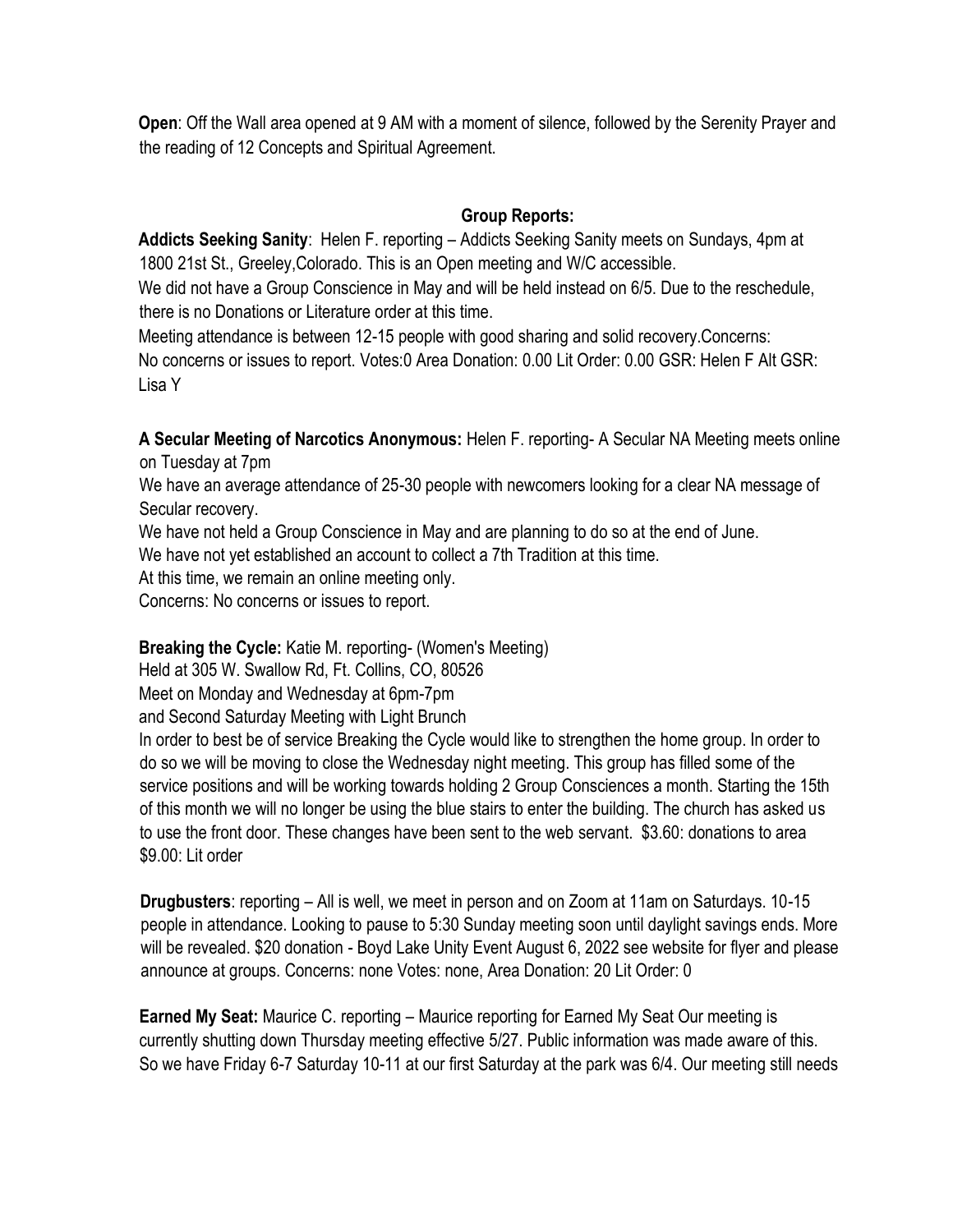**Open**: Off the Wall area opened at 9 AM with a moment of silence, followed by the Serenity Prayer and the reading of 12 Concepts and Spiritual Agreement.

**Group Reports:**

**Addicts Seeking Sanity**: Helen F. reporting – Addicts Seeking Sanity meets on Sundays, 4pm at 1800 21st St., Greeley,Colorado. This is an Open meeting and W/C accessible.
We did not have a Group Conscience in May and will be held instead on 6/5. Due to the reschedule, there is no Donations or Literature order at this time.
Meeting attendance is between 12-15 people with good sharing and solid recovery.Concerns: No concerns or issues to report. Votes:0 Area Donation: 0.00 Lit Order: 0.00 GSR: Helen F Alt GSR: Lisa Y

**A Secular Meeting of Narcotics Anonymous:** Helen F. reporting- A Secular NA Meeting meets online on Tuesday at 7pm
We have an average attendance of 25-30 people with newcomers looking for a clear NA message of Secular recovery.
We have not held a Group Conscience in May and are planning to do so at the end of June.
We have not yet established an account to collect a 7th Tradition at this time.
At this time, we remain an online meeting only.
Concerns: No concerns or issues to report.

**Breaking the Cycle:** Katie M. reporting- (Women's Meeting)
Held at 305 W. Swallow Rd, Ft. Collins, CO, 80526
Meet on Monday and Wednesday at 6pm-7pm
and Second Saturday Meeting with Light Brunch
In order to best be of service Breaking the Cycle would like to strengthen the home group. In order to do so we will be moving to close the Wednesday night meeting. This group has filled some of the service positions and will be working towards holding 2 Group Consciences a month. Starting the 15th of this month we will no longer be using the blue stairs to enter the building. The church has asked us to use the front door. These changes have been sent to the web servant. $3.60: donations to area $9.00: Lit order

**Drugbusters**: reporting – All is well, we meet in person and on Zoom at 11am on Saturdays. 10-15 people in attendance. Looking to pause to 5:30 Sunday meeting soon until daylight savings ends. More will be revealed. $20 donation - Boyd Lake Unity Event August 6, 2022 see website for flyer and please announce at groups. Concerns: none Votes: none, Area Donation: 20 Lit Order: 0

**Earned My Seat:** Maurice C. reporting – Maurice reporting for Earned My Seat Our meeting is currently shutting down Thursday meeting effective 5/27. Public information was made aware of this. So we have Friday 6-7 Saturday 10-11 at our first Saturday at the park was 6/4. Our meeting still needs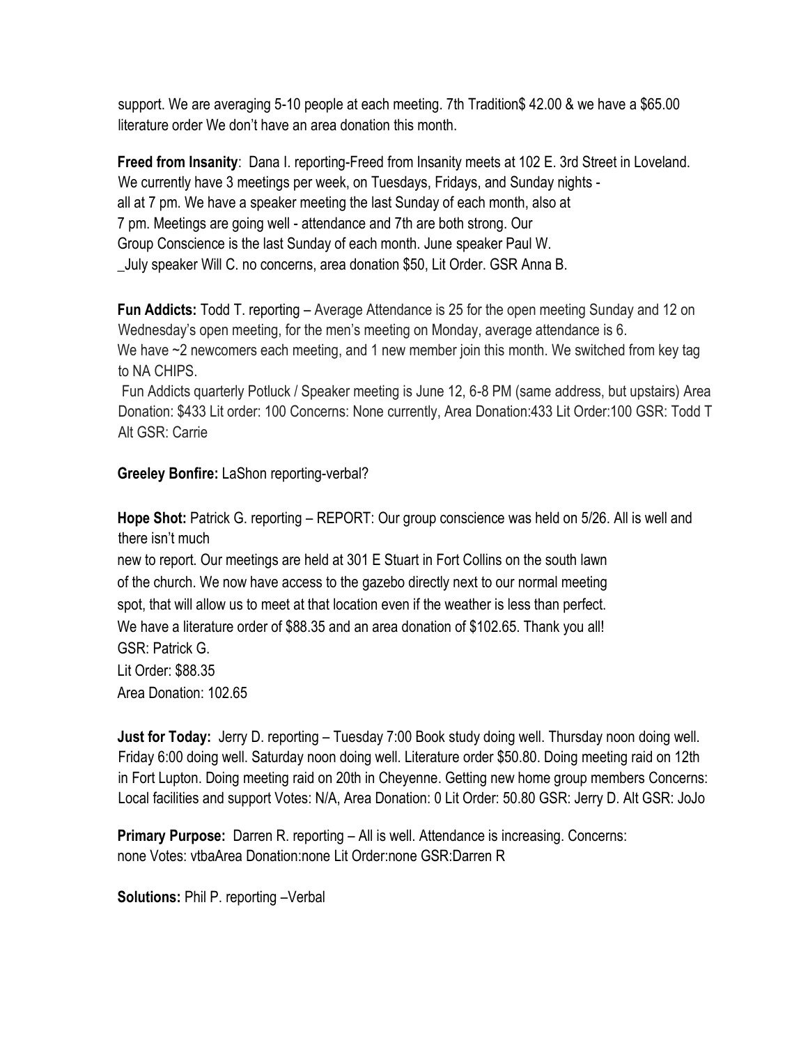support. We are averaging 5-10 people at each meeting. 7th Tradition$ 42.00 & we have a $65.00 literature order We don't have an area donation this month.

**Freed from Insanity**: Dana I. reporting-Freed from Insanity meets at 102 E. 3rd Street in Loveland. We currently have 3 meetings per week, on Tuesdays, Fridays, and Sunday nights - all at 7 pm. We have a speaker meeting the last Sunday of each month, also at 7 pm. Meetings are going well - attendance and 7th are both strong. Our Group Conscience is the last Sunday of each month. June speaker Paul W. _July speaker Will C. no concerns, area donation $50, Lit Order. GSR Anna B.

**Fun Addicts:** Todd T. reporting – Average Attendance is 25 for the open meeting Sunday and 12 on Wednesday's open meeting, for the men's meeting on Monday, average attendance is 6. We have ~2 newcomers each meeting, and 1 new member join this month. We switched from key tag to NA CHIPS.

Fun Addicts quarterly Potluck / Speaker meeting is June 12, 6-8 PM (same address, but upstairs) Area Donation: $433 Lit order: 100 Concerns: None currently, Area Donation:433 Lit Order:100 GSR: Todd T Alt GSR: Carrie

**Greeley Bonfire:** LaShon reporting-verbal?

**Hope Shot:** Patrick G. reporting – REPORT: Our group conscience was held on 5/26. All is well and there isn't much
new to report. Our meetings are held at 301 E Stuart in Fort Collins on the south lawn of the church. We now have access to the gazebo directly next to our normal meeting spot, that will allow us to meet at that location even if the weather is less than perfect. We have a literature order of $88.35 and an area donation of $102.65. Thank you all!
GSR: Patrick G.
Lit Order: $88.35
Area Donation: 102.65

**Just for Today:** Jerry D. reporting – Tuesday 7:00 Book study doing well. Thursday noon doing well. Friday 6:00 doing well. Saturday noon doing well. Literature order $50.80. Doing meeting raid on 12th in Fort Lupton. Doing meeting raid on 20th in Cheyenne. Getting new home group members Concerns: Local facilities and support Votes: N/A, Area Donation: 0 Lit Order: 50.80 GSR: Jerry D. Alt GSR: JoJo

**Primary Purpose:** Darren R. reporting – All is well. Attendance is increasing. Concerns: none Votes: vtbaArea Donation:none Lit Order:none GSR:Darren R

**Solutions:** Phil P. reporting –Verbal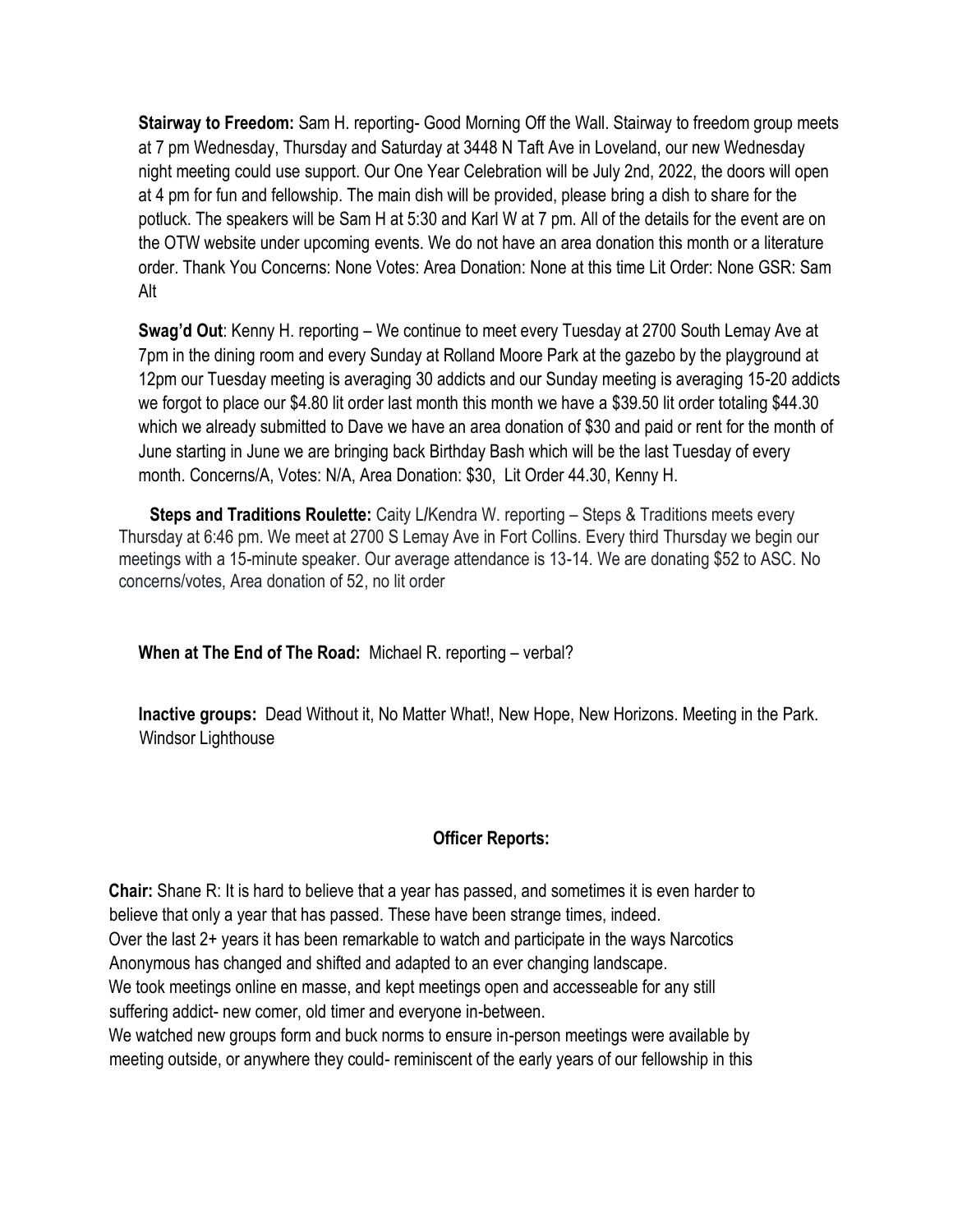**Stairway to Freedom:** Sam H. reporting- Good Morning Off the Wall. Stairway to freedom group meets at 7 pm Wednesday, Thursday and Saturday at 3448 N Taft Ave in Loveland, our new Wednesday night meeting could use support. Our One Year Celebration will be July 2nd, 2022, the doors will open at 4 pm for fun and fellowship. The main dish will be provided, please bring a dish to share for the potluck. The speakers will be Sam H at 5:30 and Karl W at 7 pm. All of the details for the event are on the OTW website under upcoming events. We do not have an area donation this month or a literature order. Thank You Concerns: None Votes: Area Donation: None at this time Lit Order: None GSR: Sam Alt

**Swag'd Out**: Kenny H. reporting – We continue to meet every Tuesday at 2700 South Lemay Ave at 7pm in the dining room and every Sunday at Rolland Moore Park at the gazebo by the playground at 12pm our Tuesday meeting is averaging 30 addicts and our Sunday meeting is averaging 15-20 addicts we forgot to place our $4.80 lit order last month this month we have a $39.50 lit order totaling $44.30 which we already submitted to Dave we have an area donation of $30 and paid or rent for the month of June starting in June we are bringing back Birthday Bash which will be the last Tuesday of every month. Concerns/A, Votes: N/A, Area Donation: $30, Lit Order 44.30, Kenny H.

**Steps and Traditions Roulette:** Caity L/Kendra W. reporting – Steps & Traditions meets every Thursday at 6:46 pm. We meet at 2700 S Lemay Ave in Fort Collins. Every third Thursday we begin our meetings with a 15-minute speaker. Our average attendance is 13-14. We are donating $52 to ASC. No concerns/votes, Area donation of 52, no lit order

**When at The End of The Road:** Michael R. reporting – verbal?

**Inactive groups:** Dead Without it, No Matter What!, New Hope, New Horizons. Meeting in the Park. Windsor Lighthouse

## Officer Reports:

**Chair:** Shane R: It is hard to believe that a year has passed, and sometimes it is even harder to believe that only a year that has passed. These have been strange times, indeed.
Over the last 2+ years it has been remarkable to watch and participate in the ways Narcotics Anonymous has changed and shifted and adapted to an ever changing landscape.
We took meetings online en masse, and kept meetings open and accesseable for any still suffering addict- new comer, old timer and everyone in-between.
We watched new groups form and buck norms to ensure in-person meetings were available by meeting outside, or anywhere they could- reminiscent of the early years of our fellowship in this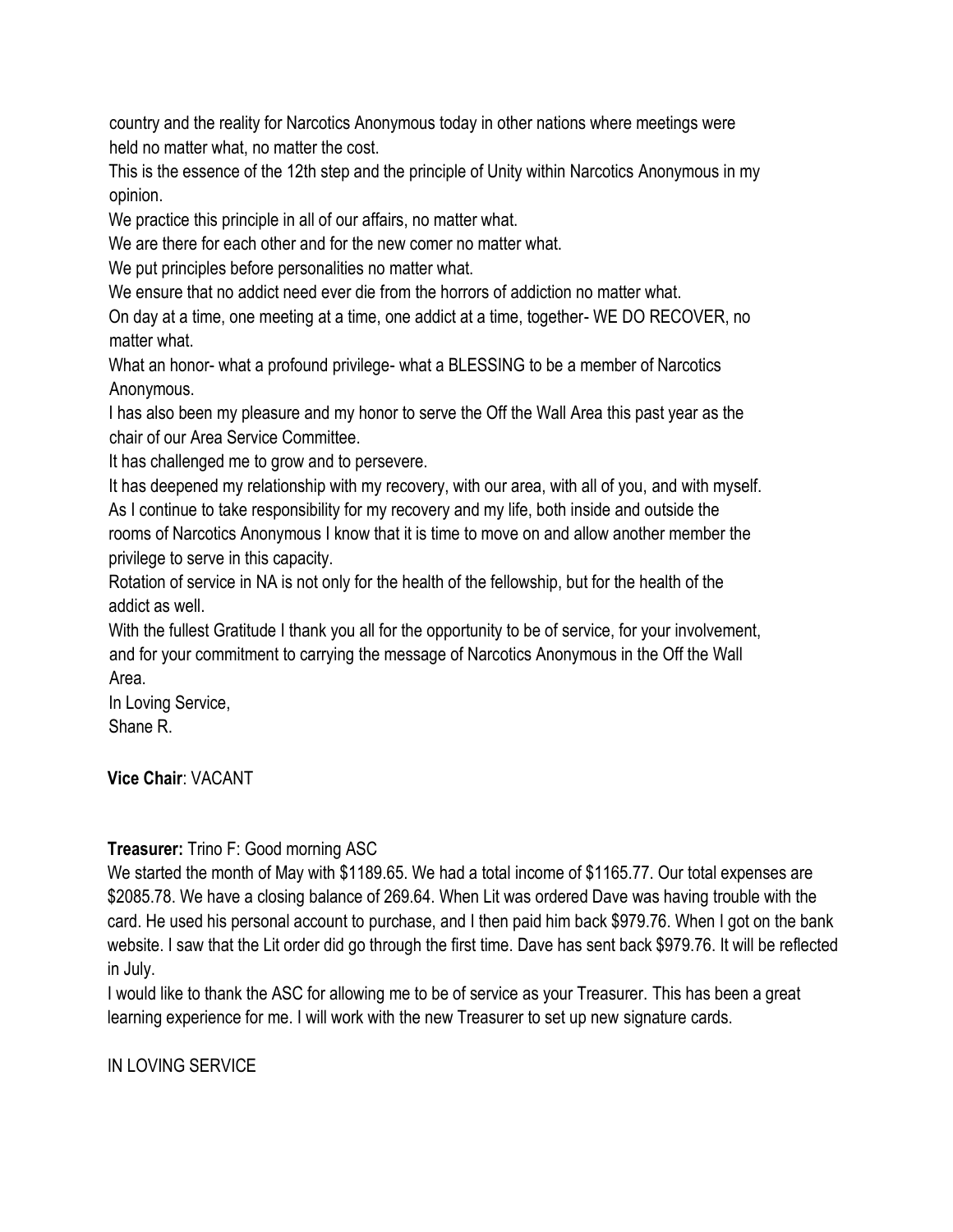country and the reality for Narcotics Anonymous today in other nations where meetings were held no matter what, no matter the cost.

This is the essence of the 12th step and the principle of Unity within Narcotics Anonymous in my opinion.

We practice this principle in all of our affairs, no matter what.

We are there for each other and for the new comer no matter what.

We put principles before personalities no matter what.

We ensure that no addict need ever die from the horrors of addiction no matter what.

On day at a time, one meeting at a time, one addict at a time, together- WE DO RECOVER, no matter what.

What an honor- what a profound privilege- what a BLESSING to be a member of Narcotics Anonymous.

I has also been my pleasure and my honor to serve the Off the Wall Area this past year as the chair of our Area Service Committee.

It has challenged me to grow and to persevere.

It has deepened my relationship with my recovery, with our area, with all of you, and with myself.

As I continue to take responsibility for my recovery and my life, both inside and outside the rooms of Narcotics Anonymous I know that it is time to move on and allow another member the privilege to serve in this capacity.

Rotation of service in NA is not only for the health of the fellowship, but for the health of the addict as well.

With the fullest Gratitude I thank you all for the opportunity to be of service, for your involvement, and for your commitment to carrying the message of Narcotics Anonymous in the Off the Wall Area.

In Loving Service,

Shane R.

**Vice Chair**: VACANT

**Treasurer:** Trino F: Good morning ASC

We started the month of May with $1189.65. We had a total income of $1165.77. Our total expenses are $2085.78. We have a closing balance of 269.64. When Lit was ordered Dave was having trouble with the card. He used his personal account to purchase, and I then paid him back $979.76. When I got on the bank website. I saw that the Lit order did go through the first time. Dave has sent back $979.76. It will be reflected in July.

I would like to thank the ASC for allowing me to be of service as your Treasurer. This has been a great learning experience for me. I will work with the new Treasurer to set up new signature cards.

IN LOVING SERVICE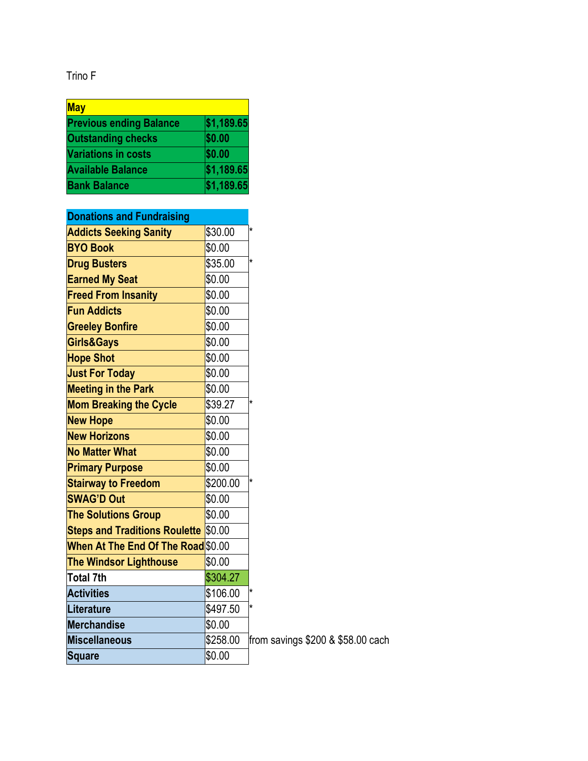Trino F

| May | |
|---|---|
| Previous ending Balance | $1,189.65 |
| Outstanding checks | $0.00 |
| Variations in costs | $0.00 |
| Available Balance | $1,189.65 |
| Bank Balance | $1,189.65 |

| Donations and Fundraising | | |
|---|---|---|
| Addicts Seeking Sanity | $30.00 | * |
| BYO Book | $0.00 | |
| Drug Busters | $35.00 | * |
| Earned My Seat | $0.00 | |
| Freed From Insanity | $0.00 | |
| Fun Addicts | $0.00 | |
| Greeley Bonfire | $0.00 | |
| Girls&Gays | $0.00 | |
| Hope Shot | $0.00 | |
| Just For Today | $0.00 | |
| Meeting in the Park | $0.00 | |
| Mom Breaking the Cycle | $39.27 | * |
| New Hope | $0.00 | |
| New Horizons | $0.00 | |
| No Matter What | $0.00 | |
| Primary Purpose | $0.00 | |
| Stairway to Freedom | $200.00 | * |
| SWAG'D Out | $0.00 | |
| The Solutions Group | $0.00 | |
| Steps and Traditions Roulette | $0.00 | |
| When At The End Of The Road | $0.00 | |
| The Windsor Lighthouse | $0.00 | |
| Total 7th | $304.27 | |
| Activities | $106.00 | * |
| Literature | $497.50 | * |
| Merchandise | $0.00 | |
| Miscellaneous | $258.00 | from savings $200 & $58.00 cach |
| Square | $0.00 | |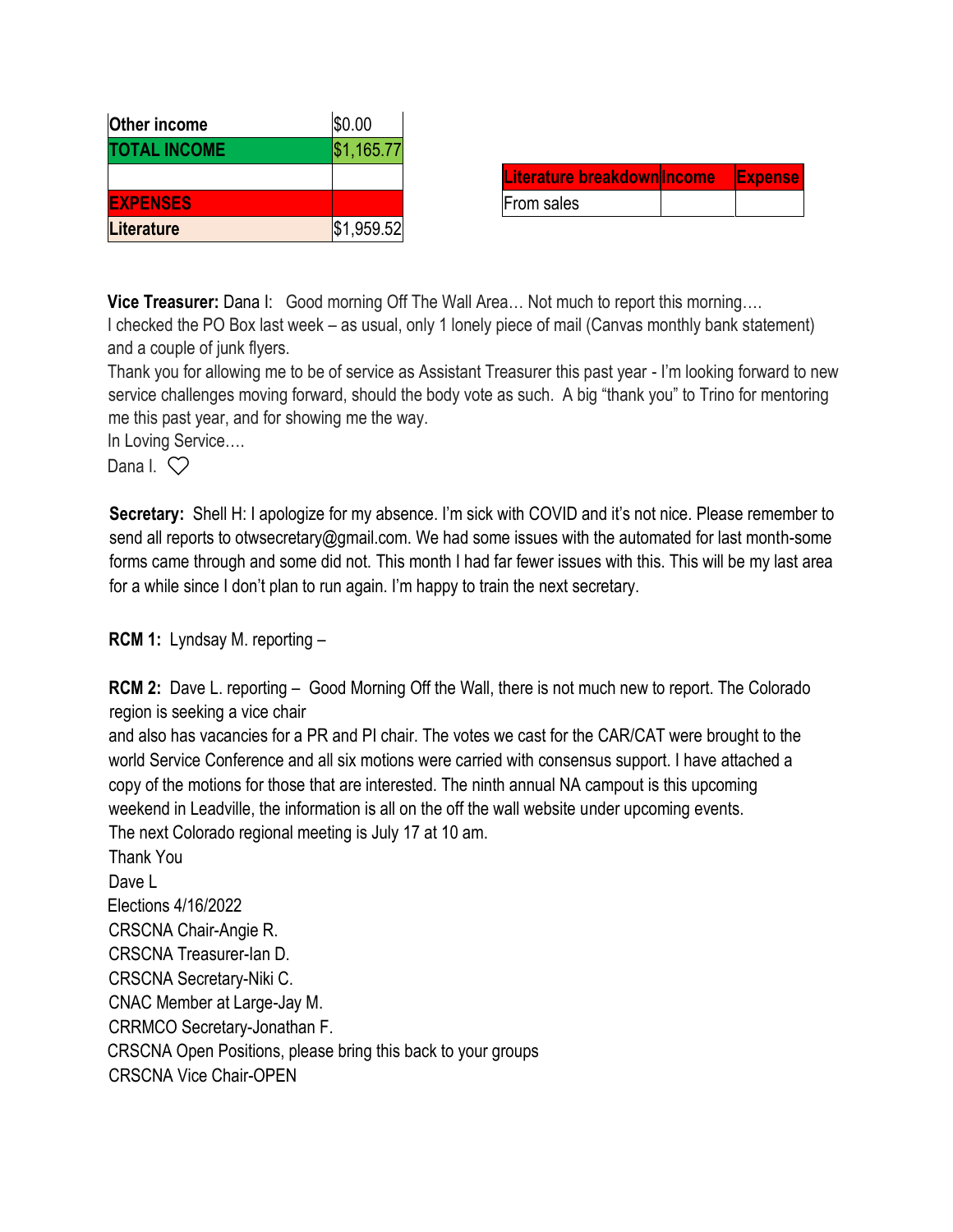| | |
|---|---|
| **Other income** | $0.00 |
| **TOTAL INCOME** | $1,165.77 |
| | |
| **EXPENSES** | |
| **Literature** | $1,959.52 |

| Literature breakdown | Income | Expense |
|---|---|---|
| From sales | | |

**Vice Treasurer:** Dana I: Good morning Off The Wall Area… Not much to report this morning….
I checked the PO Box last week – as usual, only 1 lonely piece of mail (Canvas monthly bank statement) and a couple of junk flyers.
Thank you for allowing me to be of service as Assistant Treasurer this past year - I'm looking forward to new service challenges moving forward, should the body vote as such. A big "thank you" to Trino for mentoring me this past year, and for showing me the way.
In Loving Service….
Dana I. ♡

**Secretary:** Shell H: I apologize for my absence. I'm sick with COVID and it's not nice. Please remember to send all reports to otwsecretary@gmail.com. We had some issues with the automated for last month-some forms came through and some did not. This month I had far fewer issues with this. This will be my last area for a while since I don't plan to run again. I'm happy to train the next secretary.

**RCM 1:** Lyndsay M. reporting –

**RCM 2:** Dave L. reporting – Good Morning Off the Wall, there is not much new to report. The Colorado region is seeking a vice chair
and also has vacancies for a PR and PI chair. The votes we cast for the CAR/CAT were brought to the world Service Conference and all six motions were carried with consensus support. I have attached a copy of the motions for those that are interested. The ninth annual NA campout is this upcoming weekend in Leadville, the information is all on the off the wall website under upcoming events.
The next Colorado regional meeting is July 17 at 10 am.
Thank You
Dave L
Elections 4/16/2022
CRSCNA Chair-Angie R.
CRSCNA Treasurer-Ian D.
CRSCNA Secretary-Niki C.
CNAC Member at Large-Jay M.
CRRMCO Secretary-Jonathan F.
CRSCNA Open Positions, please bring this back to your groups
CRSCNA Vice Chair-OPEN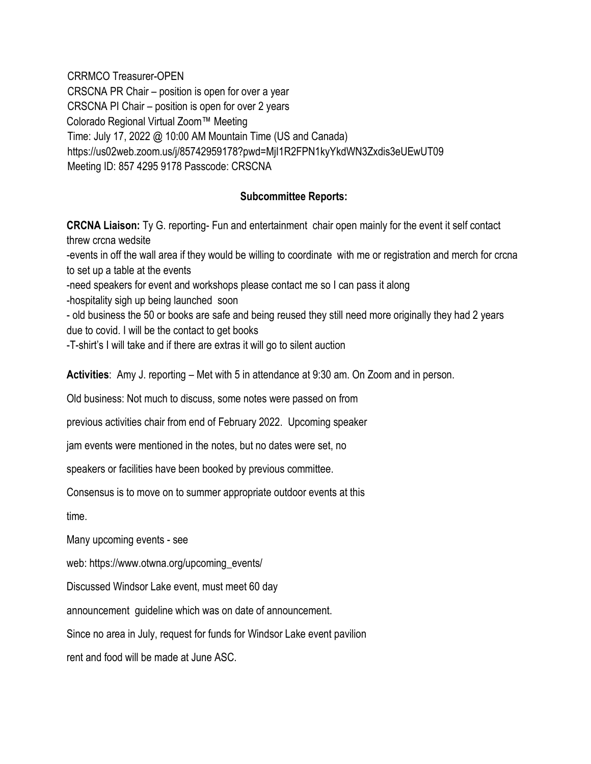CRRMCO Treasurer-OPEN
CRSCNA PR Chair – position is open for over a year
CRSCNA PI Chair – position is open for over 2 years
Colorado Regional Virtual Zoom™ Meeting
Time: July 17, 2022 @ 10:00 AM Mountain Time (US and Canada)
https://us02web.zoom.us/j/85742959178?pwd=MjI1R2FPN1kyYkdWN3Zxdis3eUEwUT09
Meeting ID: 857 4295 9178 Passcode: CRSCNA

## Subcommittee Reports:

**CRCNA Liaison:** Ty G. reporting- Fun and entertainment chair open mainly for the event it self contact threw crcna wedsite

-events in off the wall area if they would be willing to coordinate with me or registration and merch for crcna to set up a table at the events

-need speakers for event and workshops please contact me so I can pass it along

-hospitality sigh up being launched soon

- old business the 50 or books are safe and being reused they still need more originally they had 2 years due to covid. I will be the contact to get books

-T-shirt's I will take and if there are extras it will go to silent auction

**Activities**: Amy J. reporting – Met with 5 in attendance at 9:30 am. On Zoom and in person.

Old business: Not much to discuss, some notes were passed on from previous activities chair from end of February 2022. Upcoming speaker jam events were mentioned in the notes, but no dates were set, no speakers or facilities have been booked by previous committee.

Consensus is to move on to summer appropriate outdoor events at this time.

Many upcoming events - see web: https://www.otwna.org/upcoming_events/

Discussed Windsor Lake event, must meet 60 day announcement guideline which was on date of announcement.

Since no area in July, request for funds for Windsor Lake event pavilion rent and food will be made at June ASC.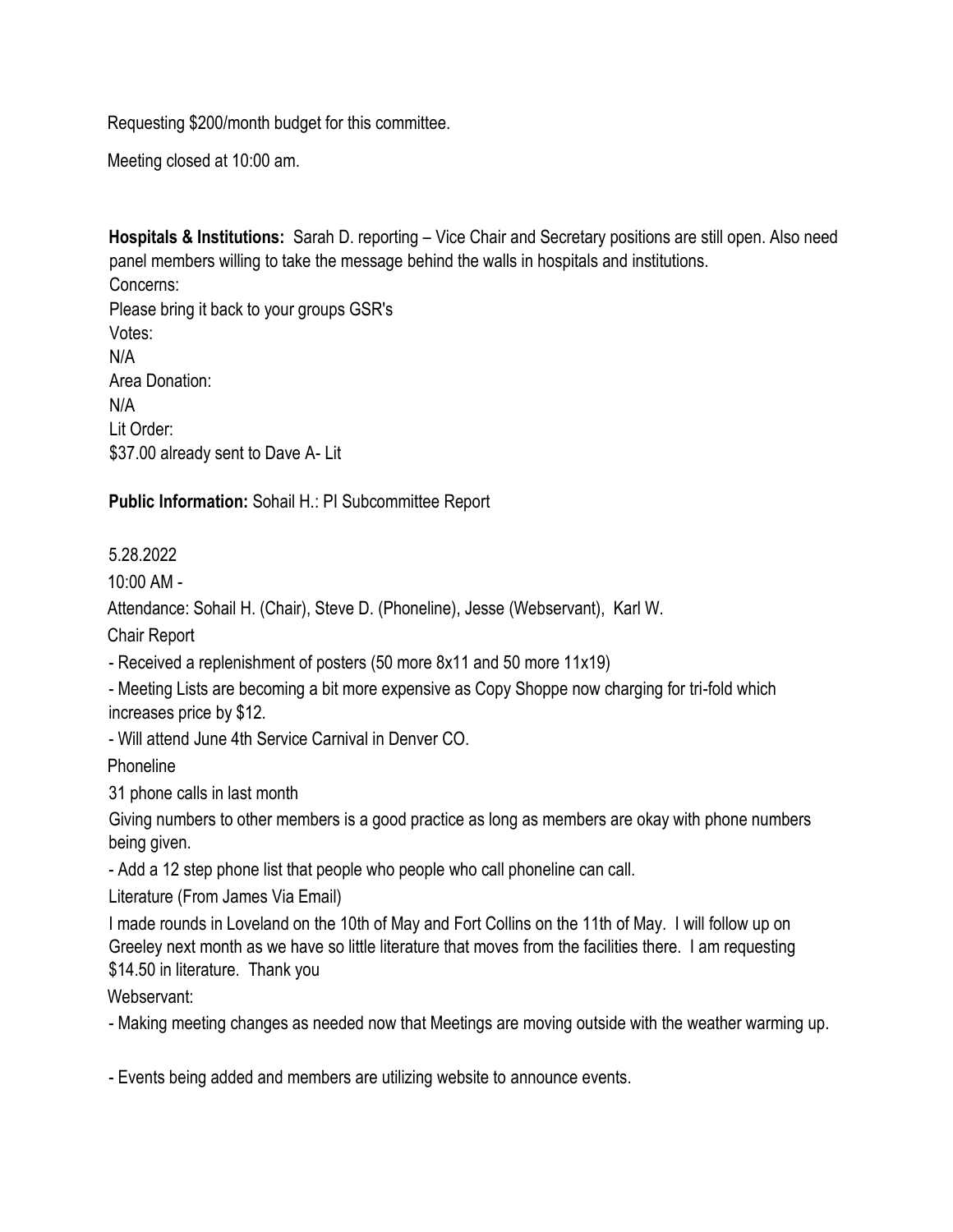Requesting $200/month budget for this committee.

Meeting closed at 10:00 am.

**Hospitals & Institutions:** Sarah D. reporting – Vice Chair and Secretary positions are still open. Also need panel members willing to take the message behind the walls in hospitals and institutions.
Concerns:
Please bring it back to your groups GSR's
Votes:
N/A
Area Donation:
N/A
Lit Order:
$37.00 already sent to Dave A- Lit

**Public Information:** Sohail H.: PI Subcommittee Report

5.28.2022

10:00 AM -

Attendance: Sohail H. (Chair), Steve D. (Phoneline), Jesse (Webservant), Karl W.

Chair Report

- Received a replenishment of posters (50 more 8x11 and 50 more 11x19)
- Meeting Lists are becoming a bit more expensive as Copy Shoppe now charging for tri-fold which increases price by $12.
- Will attend June 4th Service Carnival in Denver CO.

Phoneline

31 phone calls in last month

Giving numbers to other members is a good practice as long as members are okay with phone numbers being given.

- Add a 12 step phone list that people who people who call phoneline can call.

Literature (From James Via Email)

I made rounds in Loveland on the 10th of May and Fort Collins on the 11th of May. I will follow up on Greeley next month as we have so little literature that moves from the facilities there. I am requesting $14.50 in literature. Thank you

Webservant:

- Making meeting changes as needed now that Meetings are moving outside with the weather warming up.

- Events being added and members are utilizing website to announce events.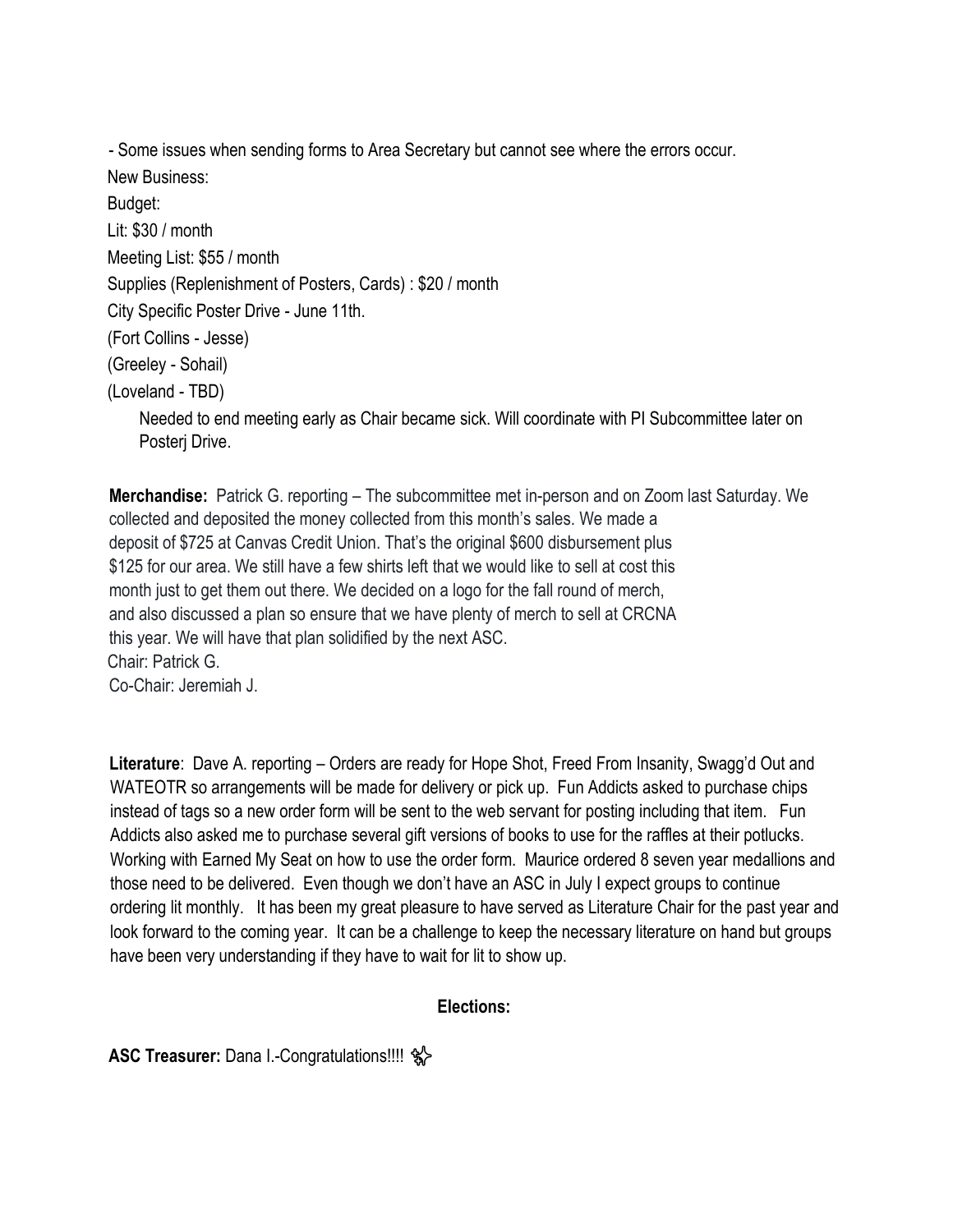- Some issues when sending forms to Area Secretary but cannot see where the errors occur.

New Business:

Budget:

Lit: $30 / month

Meeting List: $55 / month

Supplies (Replenishment of Posters, Cards) : $20 / month

City Specific Poster Drive - June 11th.

(Fort Collins - Jesse)

(Greeley - Sohail)

(Loveland - TBD)

Needed to end meeting early as Chair became sick. Will coordinate with PI Subcommittee later on Posterj Drive.

**Merchandise:** Patrick G. reporting – The subcommittee met in-person and on Zoom last Saturday. We collected and deposited the money collected from this month's sales. We made a deposit of $725 at Canvas Credit Union. That's the original $600 disbursement plus $125 for our area. We still have a few shirts left that we would like to sell at cost this month just to get them out there. We decided on a logo for the fall round of merch, and also discussed a plan so ensure that we have plenty of merch to sell at CRCNA this year. We will have that plan solidified by the next ASC.

Chair: Patrick G.

Co-Chair: Jeremiah J.

**Literature**: Dave A. reporting – Orders are ready for Hope Shot, Freed From Insanity, Swagg'd Out and WATEOTR so arrangements will be made for delivery or pick up. Fun Addicts asked to purchase chips instead of tags so a new order form will be sent to the web servant for posting including that item. Fun Addicts also asked me to purchase several gift versions of books to use for the raffles at their potlucks. Working with Earned My Seat on how to use the order form. Maurice ordered 8 seven year medallions and those need to be delivered. Even though we don't have an ASC in July I expect groups to continue ordering lit monthly. It has been my great pleasure to have served as Literature Chair for the past year and look forward to the coming year. It can be a challenge to keep the necessary literature on hand but groups have been very understanding if they have to wait for lit to show up.

**Elections:**

**ASC Treasurer:** Dana I.-Congratulations!!!! ✨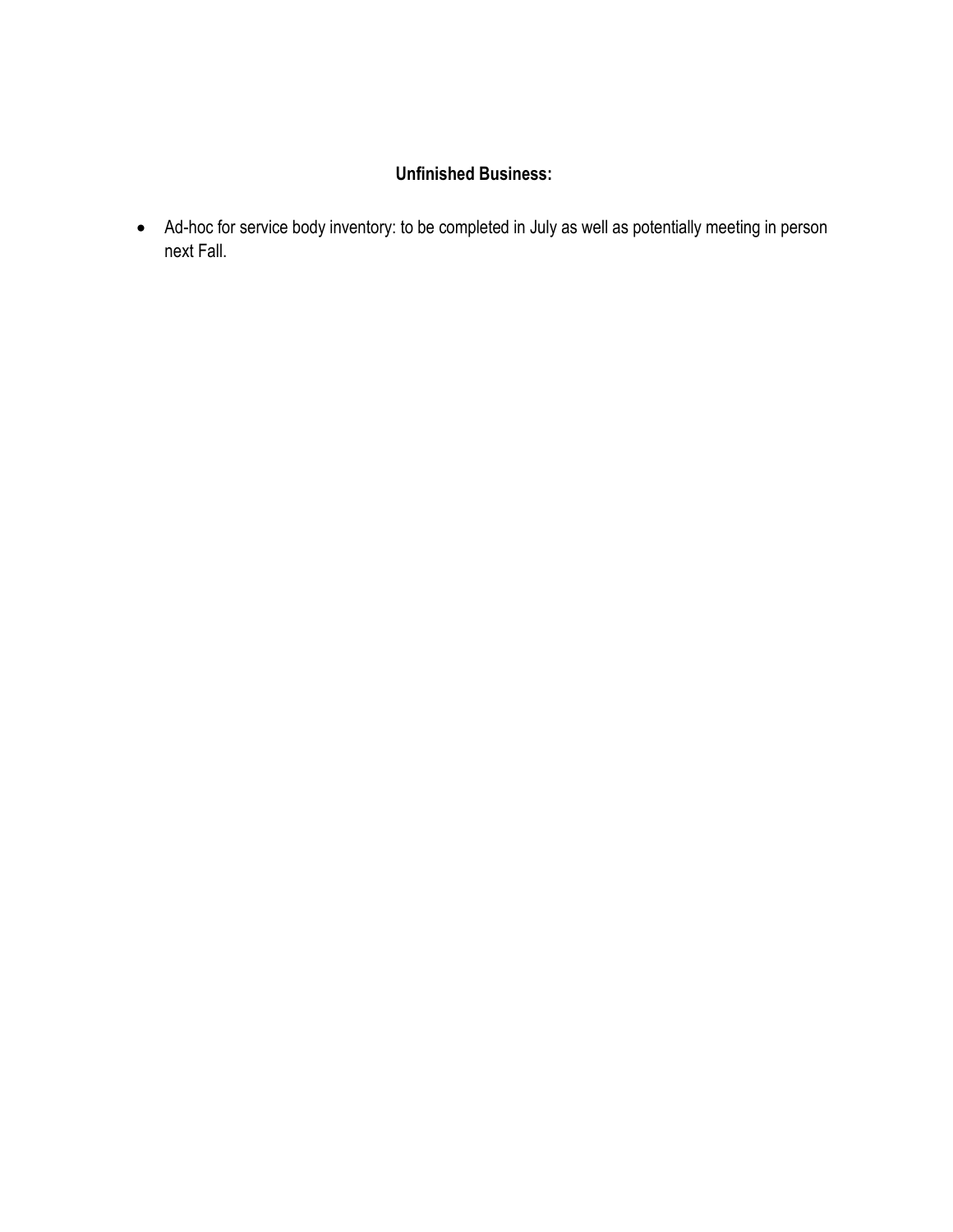**Unfinished Business:**

- Ad-hoc for service body inventory: to be completed in July as well as potentially meeting in person next Fall.